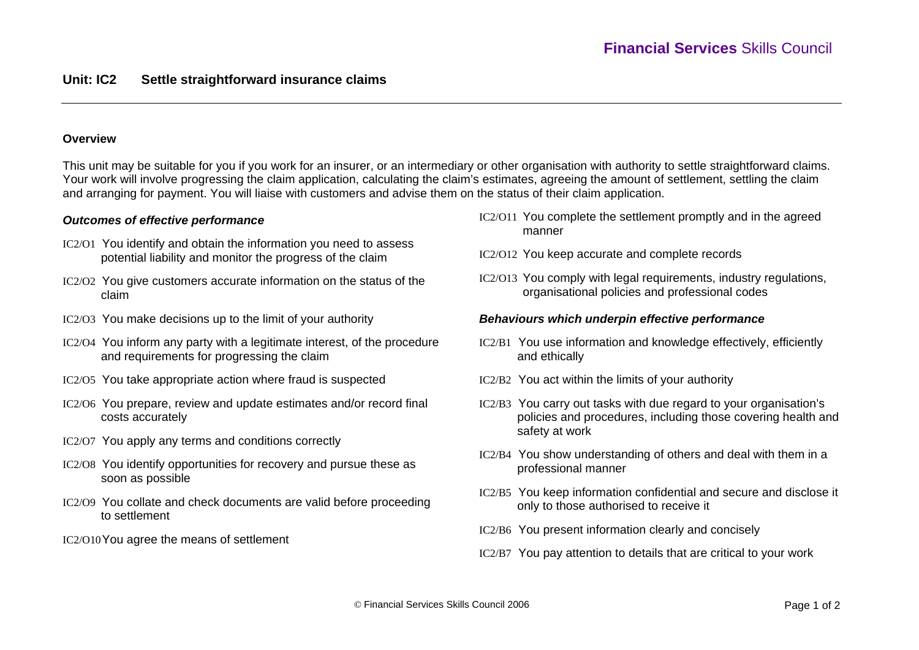**Financial Services** Skills Council

# Unit: IC2 Settle straightforward insurance claims

## Overview

This unit may be suitable for you if you work for an insurer, or an intermediary or other organisation with authority to settle straightforward claims. Your work will involve progressing the claim application, calculating the claim's estimates, agreeing the amount of settlement, settling the claim and arranging for payment. You will liaise with customers and advise them on the status of their claim application.

### *Outcomes of effective performance*

- IC2/O1 You identify and obtain the information you need to assess potential liability and monitor the progress of the claim
- IC2/O2 You give customers accurate information on the status of the claim
- IC2/O3 You make decisions up to the limit of your authority
- IC2/O4 You inform any party with a legitimate interest, of the procedure and requirements for progressing the claim
- IC2/O5 You take appropriate action where fraud is suspected
- IC2/O6 You prepare, review and update estimates and/or record final costs accurately
- IC2/O7 You apply any terms and conditions correctly
- IC2/O8 You identify opportunities for recovery and pursue these as soon as possible
- IC2/O9 You collate and check documents are valid before proceeding to settlement
- IC2/O10 You agree the means of settlement
- IC2/O11 You complete the settlement promptly and in the agreed manner
- IC2/O12 You keep accurate and complete records
- IC2/O13 You comply with legal requirements, industry regulations, organisational policies and professional codes

### *Behaviours which underpin effective performance*

- IC2/B1 You use information and knowledge effectively, efficiently and ethically
- IC2/B2 You act within the limits of your authority
- IC2/B3 You carry out tasks with due regard to your organisation's policies and procedures, including those covering health and safety at work
- IC2/B4 You show understanding of others and deal with them in a professional manner
- IC2/B5 You keep information confidential and secure and disclose it only to those authorised to receive it
- IC2/B6 You present information clearly and concisely
- IC2/B7 You pay attention to details that are critical to your work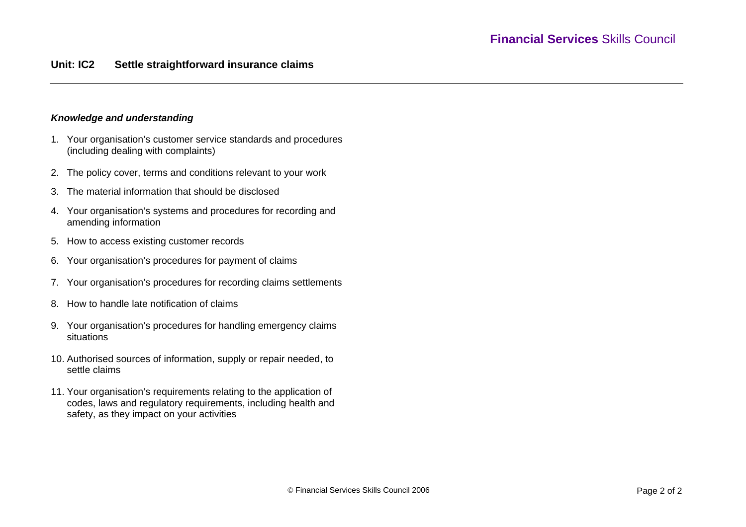## Unit: IC2 Settle straightforward insurance claims

***Knowledge and understanding***

1. Your organisation's customer service standards and procedures (including dealing with complaints)
2. The policy cover, terms and conditions relevant to your work
3. The material information that should be disclosed
4. Your organisation's systems and procedures for recording and amending information
5. How to access existing customer records
6. Your organisation's procedures for payment of claims
7. Your organisation's procedures for recording claims settlements
8. How to handle late notification of claims
9. Your organisation's procedures for handling emergency claims situations
10. Authorised sources of information, supply or repair needed, to settle claims
11. Your organisation's requirements relating to the application of codes, laws and regulatory requirements, including health and safety, as they impact on your activities